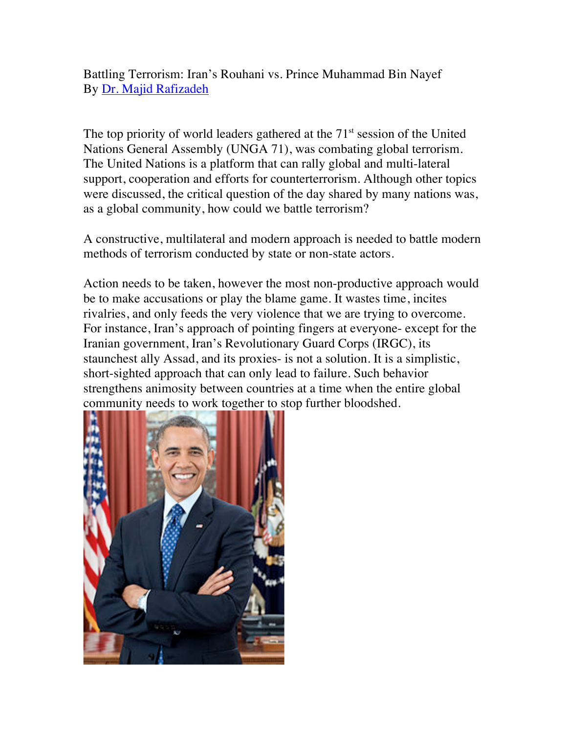Battling Terrorism: Iran's Rouhani vs. Prince Muhammad Bin Nayef
By [Dr. Majid Rafizadeh]

The top priority of world leaders gathered at the 71st session of the United Nations General Assembly (UNGA 71), was combating global terrorism. The United Nations is a platform that can rally global and multi-lateral support, cooperation and efforts for counterterrorism. Although other topics were discussed, the critical question of the day shared by many nations was, as a global community, how could we battle terrorism?

A constructive, multilateral and modern approach is needed to battle modern methods of terrorism conducted by state or non-state actors.

Action needs to be taken, however the most non-productive approach would be to make accusations or play the blame game. It wastes time, incites rivalries, and only feeds the very violence that we are trying to overcome. For instance, Iran's approach of pointing fingers at everyone- except for the Iranian government, Iran's Revolutionary Guard Corps (IRGC), its staunchest ally Assad, and its proxies- is not a solution. It is a simplistic, short-sighted approach that can only lead to failure. Such behavior strengthens animosity between countries at a time when the entire global community needs to work together to stop further bloodshed.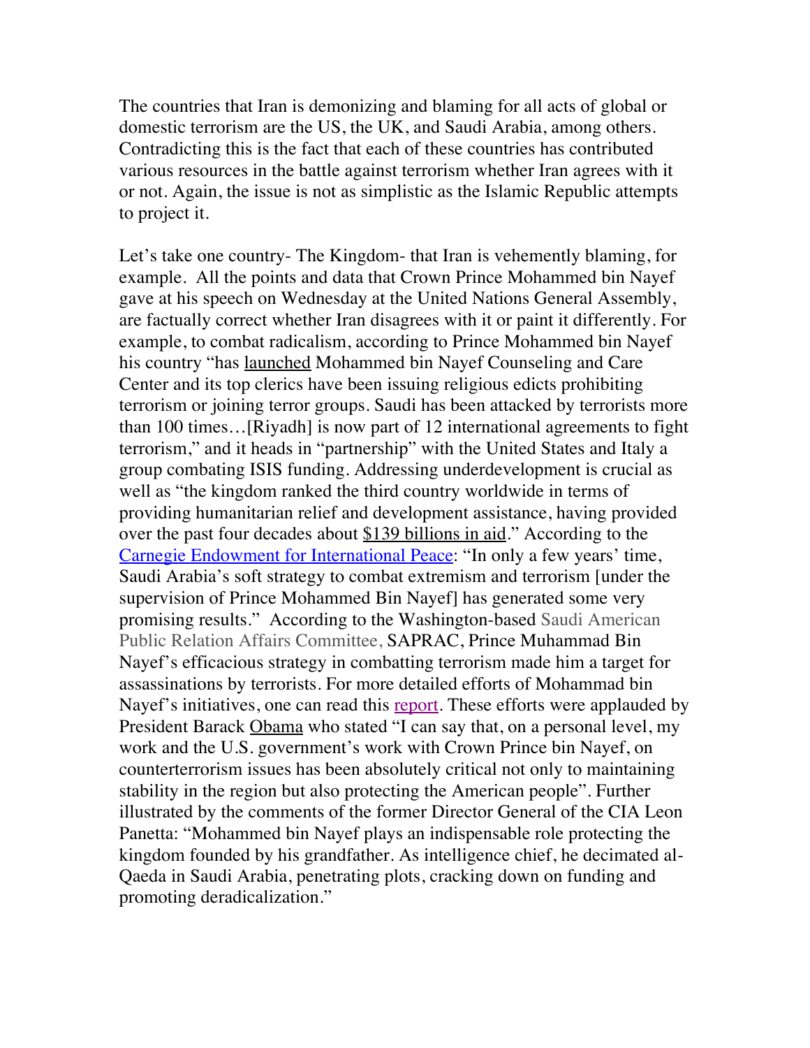The countries that Iran is demonizing and blaming for all acts of global or domestic terrorism are the US, the UK, and Saudi Arabia, among others. Contradicting this is the fact that each of these countries has contributed various resources in the battle against terrorism whether Iran agrees with it or not. Again, the issue is not as simplistic as the Islamic Republic attempts to project it.

Let's take one country- The Kingdom- that Iran is vehemently blaming, for example. All the points and data that Crown Prince Mohammed bin Nayef gave at his speech on Wednesday at the United Nations General Assembly, are factually correct whether Iran disagrees with it or paint it differently. For example, to combat radicalism, according to Prince Mohammed bin Nayef his country "has launched Mohammed bin Nayef Counseling and Care Center and its top clerics have been issuing religious edicts prohibiting terrorism or joining terror groups. Saudi has been attacked by terrorists more than 100 times…[Riyadh] is now part of 12 international agreements to fight terrorism," and it heads in "partnership" with the United States and Italy a group combating ISIS funding. Addressing underdevelopment is crucial as well as "the kingdom ranked the third country worldwide in terms of providing humanitarian relief and development assistance, having provided over the past four decades about $139 billions in aid." According to the Carnegie Endowment for International Peace: "In only a few years' time, Saudi Arabia's soft strategy to combat extremism and terrorism [under the supervision of Prince Mohammed Bin Nayef] has generated some very promising results." According to the Washington-based Saudi American Public Relation Affairs Committee, SAPRAC, Prince Muhammad Bin Nayef's efficacious strategy in combatting terrorism made him a target for assassinations by terrorists. For more detailed efforts of Mohammad bin Nayef's initiatives, one can read this report. These efforts were applauded by President Barack Obama who stated "I can say that, on a personal level, my work and the U.S. government's work with Crown Prince bin Nayef, on counterterrorism issues has been absolutely critical not only to maintaining stability in the region but also protecting the American people". Further illustrated by the comments of the former Director General of the CIA Leon Panetta: "Mohammed bin Nayef plays an indispensable role protecting the kingdom founded by his grandfather. As intelligence chief, he decimated al-Qaeda in Saudi Arabia, penetrating plots, cracking down on funding and promoting deradicalization."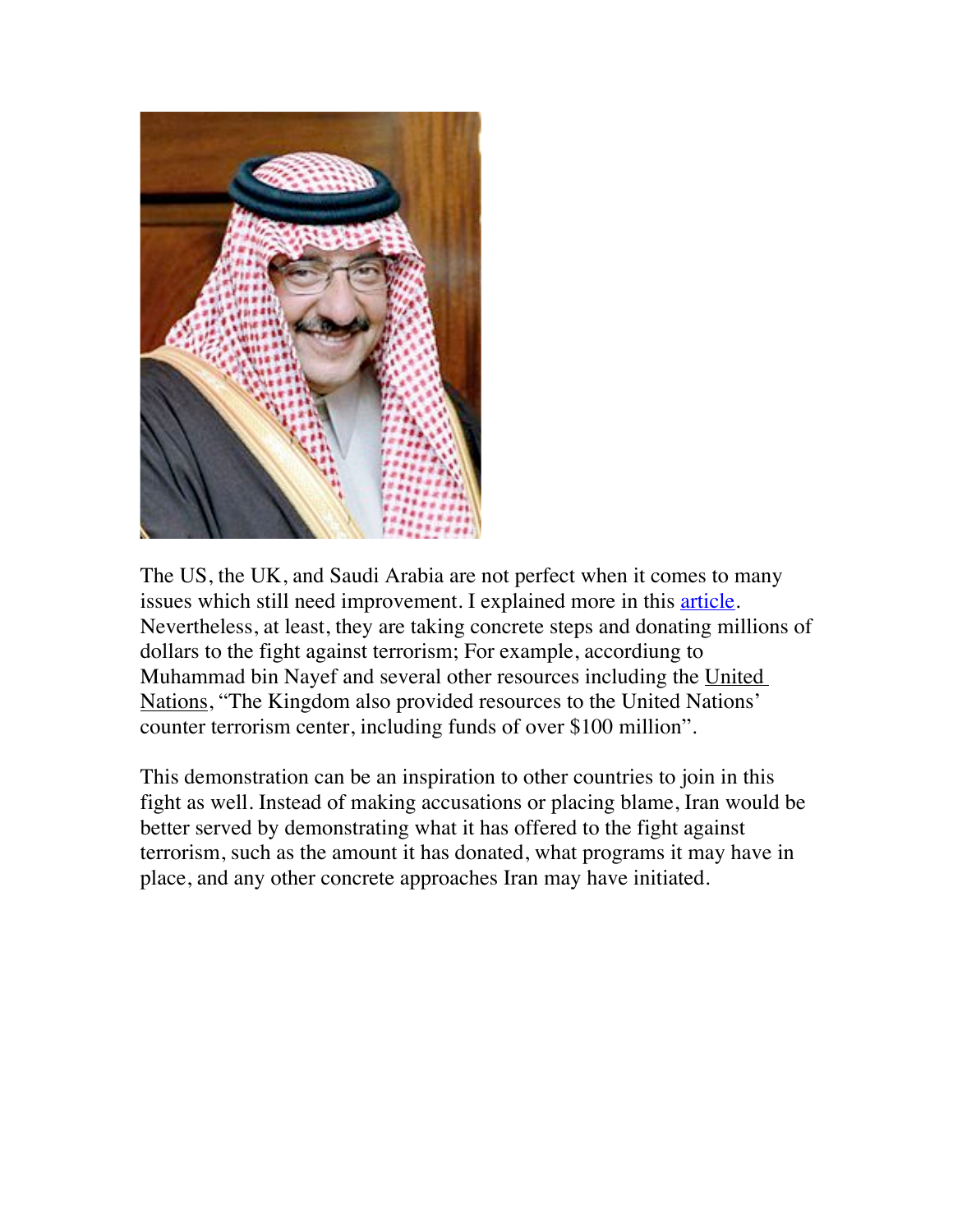The US, the UK, and Saudi Arabia are not perfect when it comes to many issues which still need improvement. I explained more in this article. Nevertheless, at least, they are taking concrete steps and donating millions of dollars to the fight against terrorism; For example, accordiung to Muhammad bin Nayef and several other resources including the United Nations, "The Kingdom also provided resources to the United Nations' counter terrorism center, including funds of over $100 million".

This demonstration can be an inspiration to other countries to join in this fight as well. Instead of making accusations or placing blame, Iran would be better served by demonstrating what it has offered to the fight against terrorism, such as the amount it has donated, what programs it may have in place, and any other concrete approaches Iran may have initiated.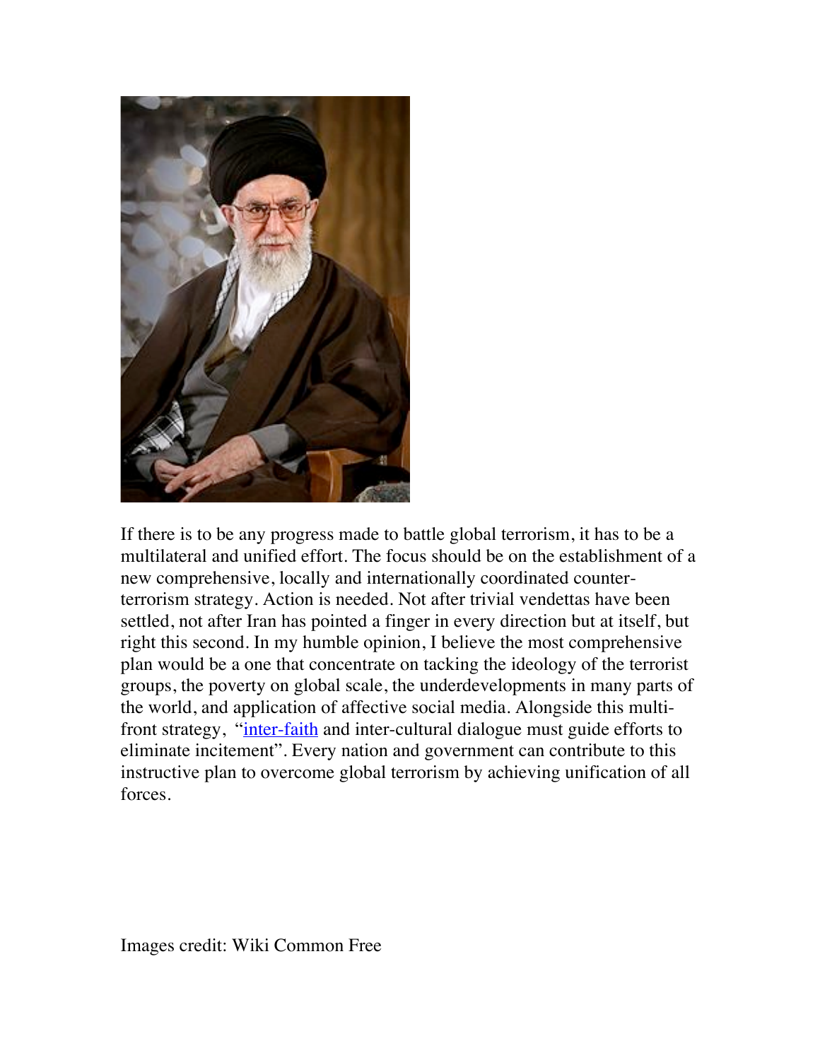If there is to be any progress made to battle global terrorism, it has to be a multilateral and unified effort. The focus should be on the establishment of a new comprehensive, locally and internationally coordinated counter-terrorism strategy. Action is needed. Not after trivial vendettas have been settled, not after Iran has pointed a finger in every direction but at itself, but right this second. In my humble opinion, I believe the most comprehensive plan would be a one that concentrate on tacking the ideology of the terrorist groups, the poverty on global scale, the underdevelopments in many parts of the world, and application of affective social media. Alongside this multi-front strategy, "inter-faith and inter-cultural dialogue must guide efforts to eliminate incitement". Every nation and government can contribute to this instructive plan to overcome global terrorism by achieving unification of all forces.

Images credit: Wiki Common Free